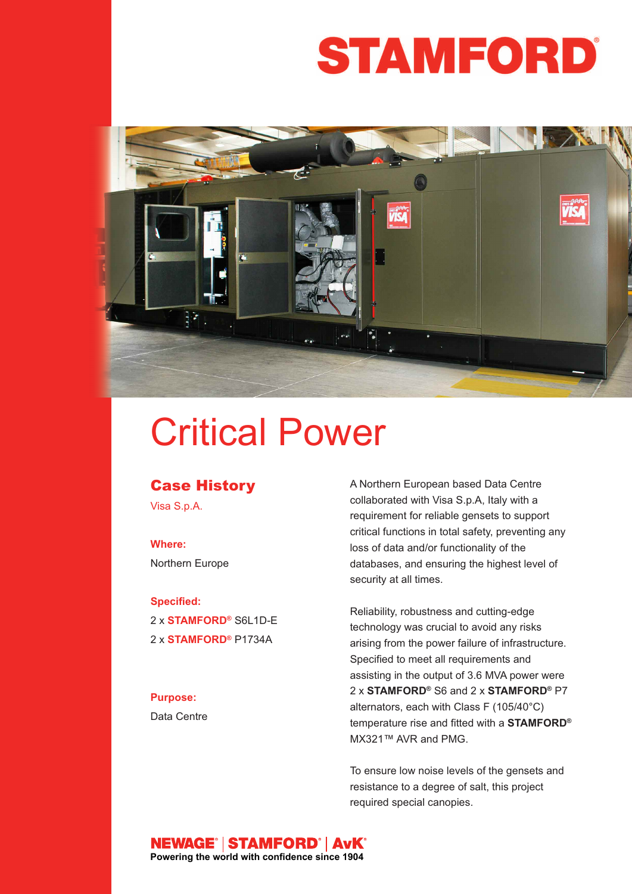# STAMFORD®

# Critical Power

## Case History

Visa S.p.A.

**Where:**

Northern Europe

**Specified:**

2 x **STAMFORD®** S6L1D-E

2 x **STAMFORD®** P1734A

**Purpose:**

Data Centre

A Northern European based Data Centre collaborated with Visa S.p.A, Italy with a requirement for reliable gensets to support critical functions in total safety, preventing any loss of data and/or functionality of the databases, and ensuring the highest level of security at all times.

Reliability, robustness and cutting-edge technology was crucial to avoid any risks arising from the power failure of infrastructure. Specified to meet all requirements and assisting in the output of 3.6 MVA power were 2 x **STAMFORD®** S6 and 2 x **STAMFORD®** P7 alternators, each with Class F (105/40°C) temperature rise and fitted with a **STAMFORD®** MX321™ AVR and PMG.

To ensure low noise levels of the gensets and resistance to a degree of salt, this project required special canopies.

**NEWAGE® | STAMFORD® | AvK®**

**Powering the world with confidence since 1904**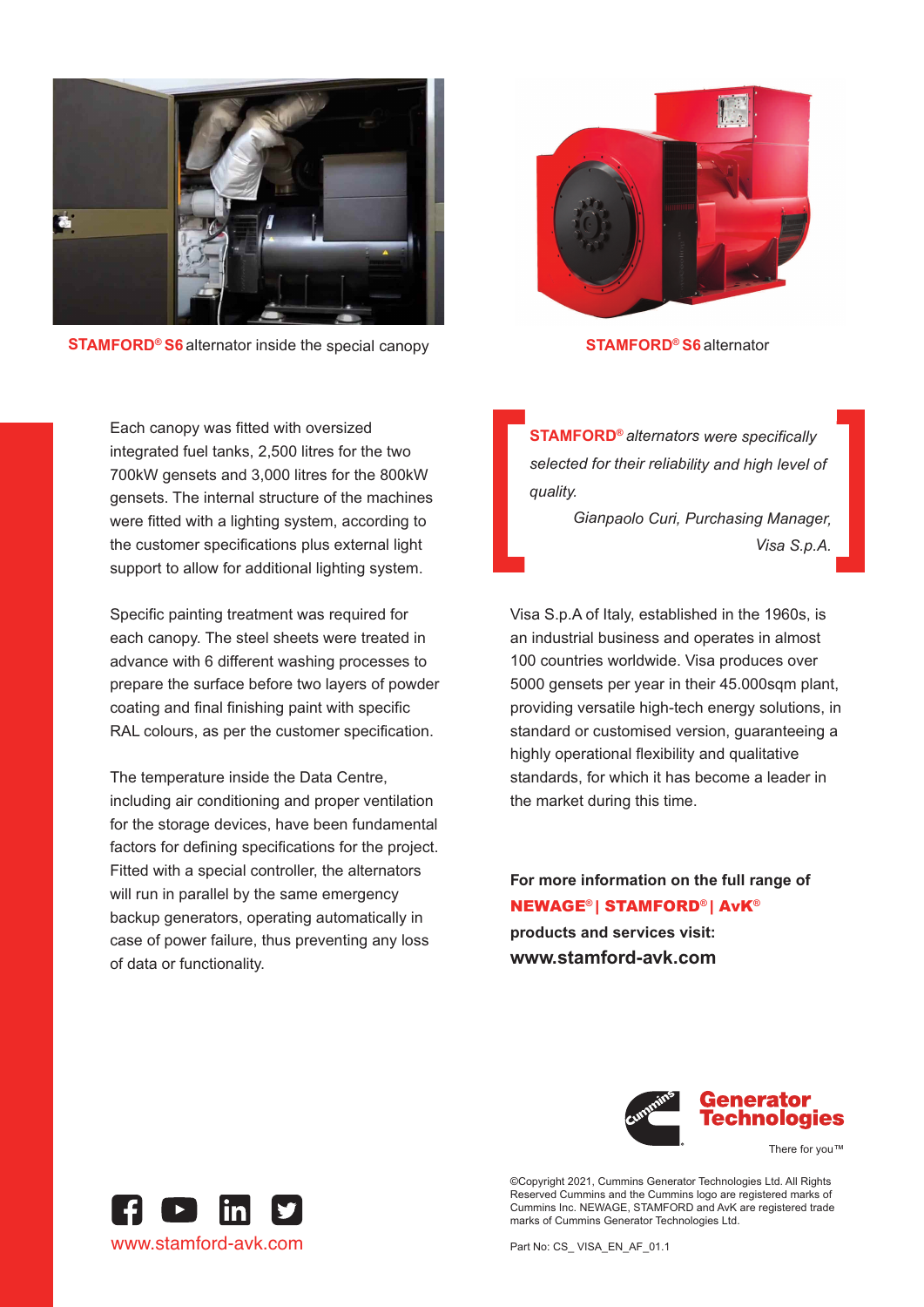**STAMFORD® S6** alternator inside the special canopy

**STAMFORD® S6** alternator

Each canopy was fitted with oversized integrated fuel tanks, 2,500 litres for the two 700kW gensets and 3,000 litres for the 800kW gensets. The internal structure of the machines were fitted with a lighting system, according to the customer specifications plus external light support to allow for additional lighting system.

Specific painting treatment was required for each canopy. The steel sheets were treated in advance with 6 different washing processes to prepare the surface before two layers of powder coating and final finishing paint with specific RAL colours, as per the customer specification.

The temperature inside the Data Centre, including air conditioning and proper ventilation for the storage devices, have been fundamental factors for defining specifications for the project. Fitted with a special controller, the alternators will run in parallel by the same emergency backup generators, operating automatically in case of power failure, thus preventing any loss of data or functionality.

> **STAMFORD®** *alternators were specifically selected for their reliability and high level of quality.*
>
> *Gianpaolo Curi, Purchasing Manager, Visa S.p.A.*

Visa S.p.A of Italy, established in the 1960s, is an industrial business and operates in almost 100 countries worldwide. Visa produces over 5000 gensets per year in their 45.000sqm plant, providing versatile high-tech energy solutions, in standard or customised version, guaranteeing a highly operational flexibility and qualitative standards, for which it has become a leader in the market during this time.

**For more information on the full range of NEWAGE® | STAMFORD® | AvK® products and services visit:**
**www.stamford-avk.com**

Cummins Generator Technologies
There for you™

www.stamford-avk.com

©Copyright 2021, Cummins Generator Technologies Ltd. All Rights Reserved Cummins and the Cummins logo are registered marks of Cummins Inc. NEWAGE, STAMFORD and AvK are registered trade marks of Cummins Generator Technologies Ltd.

Part No: CS_ VISA_EN_AF_01.1